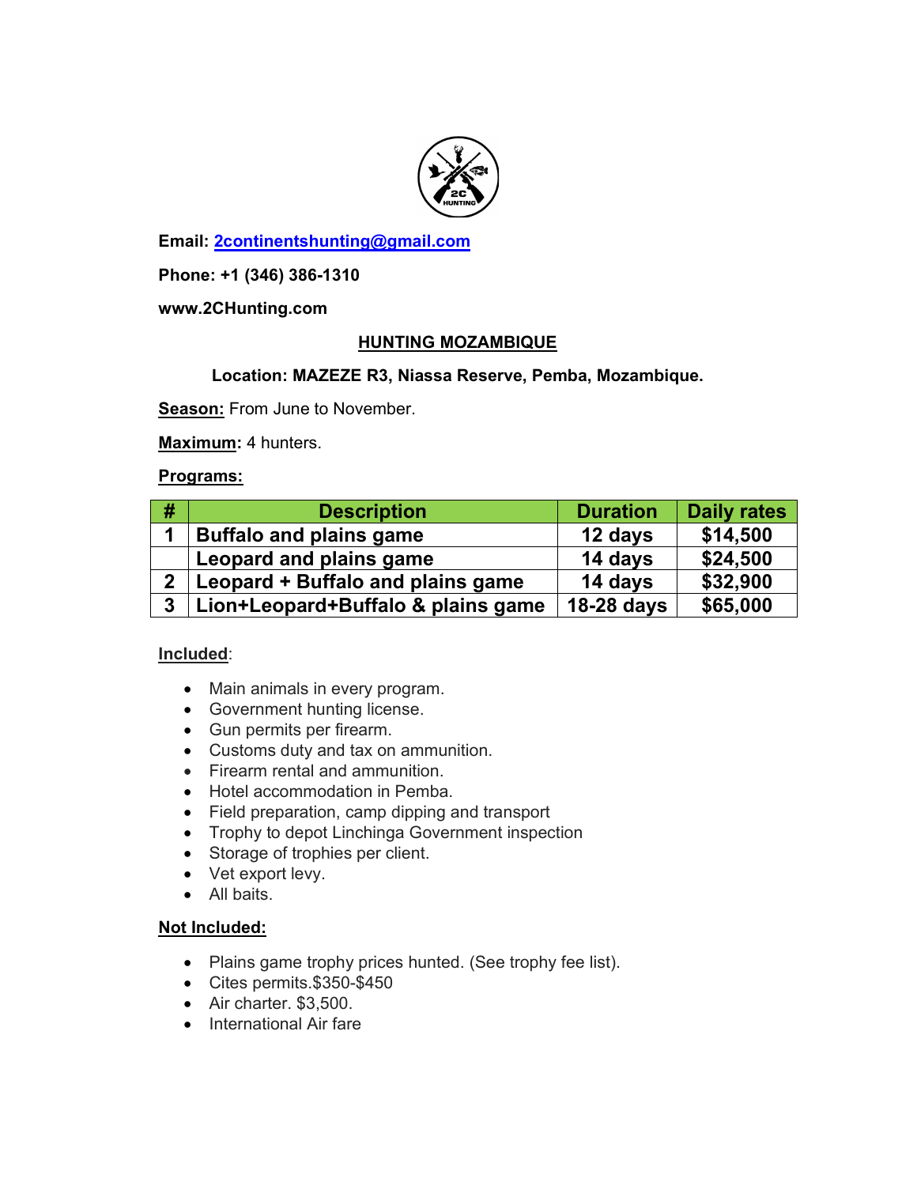**Email: 2continentshunting@gmail.com**

**Phone: +1 (346) 386-1310**

**www.2CHunting.com**

## HUNTING MOZAMBIQUE

**Location: MAZEZE R3, Niassa Reserve, Pemba, Mozambique.**

**Season:** From June to November.

**Maximum:** 4 hunters.

**Programs:**

| # | Description | Duration | Daily rates |
|---|---|---|---|
| 1 | Buffalo and plains game | 12 days | $14,500 |
| | Leopard and plains game | 14 days | $24,500 |
| 2 | Leopard + Buffalo and plains game | 14 days | $32,900 |
| 3 | Lion+Leopard+Buffalo & plains game | 18-28 days | $65,000 |

**Included**:

- Main animals in every program.
- Government hunting license.
- Gun permits per firearm.
- Customs duty and tax on ammunition.
- Firearm rental and ammunition.
- Hotel accommodation in Pemba.
- Field preparation, camp dipping and transport
- Trophy to depot Linchinga Government inspection
- Storage of trophies per client.
- Vet export levy.
- All baits.

**Not Included:**

- Plains game trophy prices hunted. (See trophy fee list).
- Cites permits.$350-$450
- Air charter. $3,500.
- International Air fare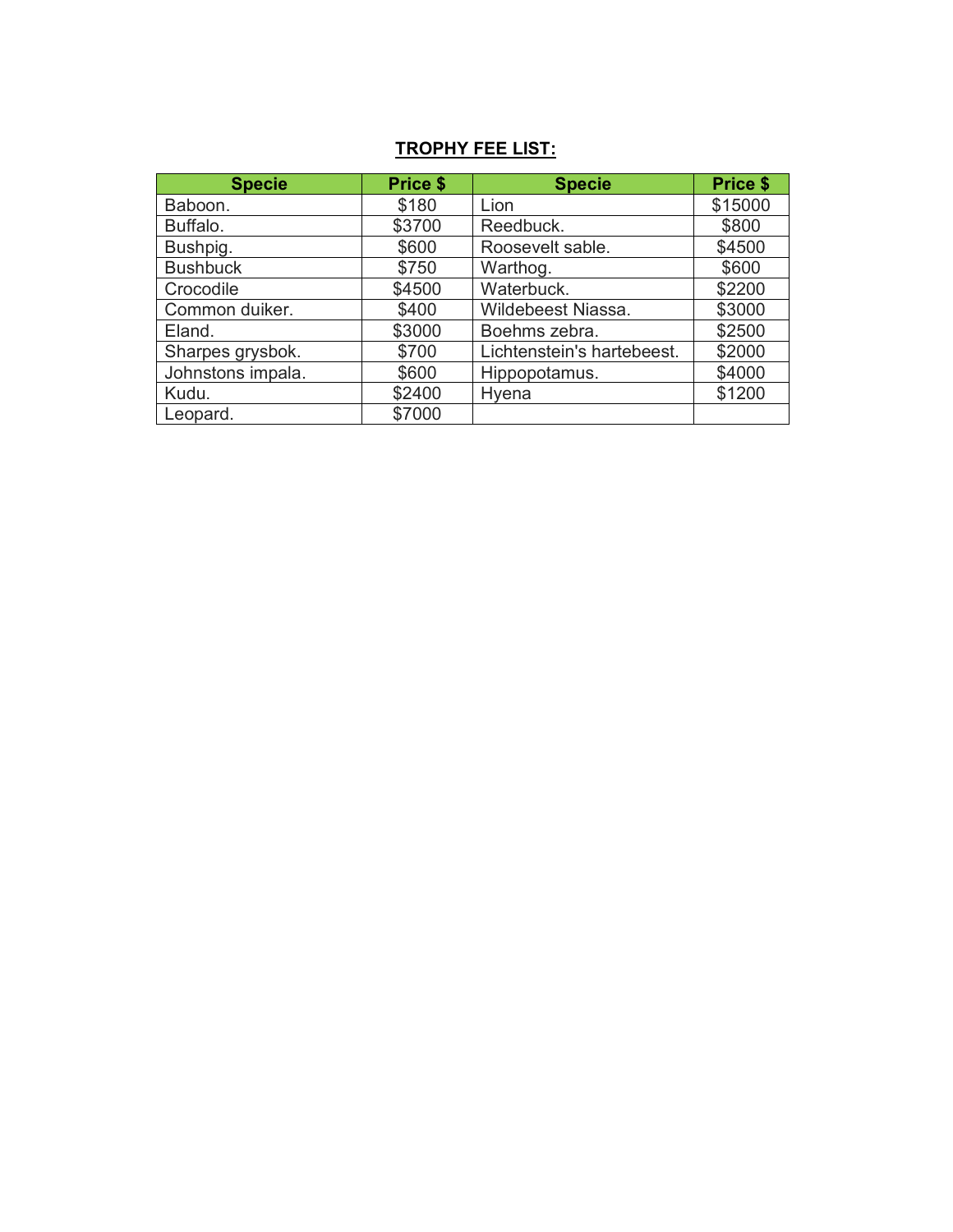**TROPHY FEE LIST:**

| Specie | Price $ | Specie | Price $ |
|---|---|---|---|
| Baboon. | $180 | Lion | $15000 |
| Buffalo. | $3700 | Reedbuck. | $800 |
| Bushpig. | $600 | Roosevelt sable. | $4500 |
| Bushbuck | $750 | Warthog. | $600 |
| Crocodile | $4500 | Waterbuck. | $2200 |
| Common duiker. | $400 | Wildebeest Niassa. | $3000 |
| Eland. | $3000 | Boehms zebra. | $2500 |
| Sharpes grysbok. | $700 | Lichtenstein's hartebeest. | $2000 |
| Johnstons impala. | $600 | Hippopotamus. | $4000 |
| Kudu. | $2400 | Hyena | $1200 |
| Leopard. | $7000 | | |